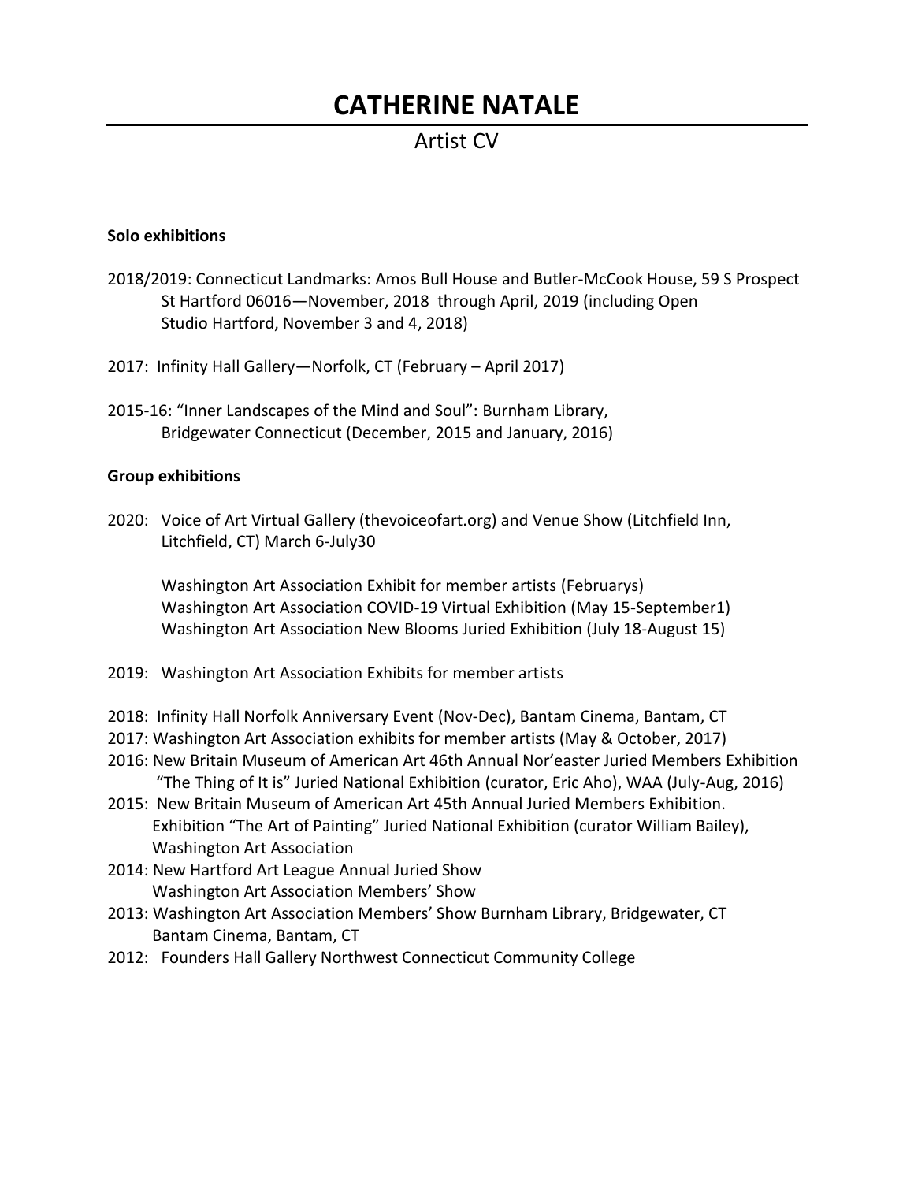# CATHERINE NATALE

## Artist CV

**Solo exhibitions**

2018/2019: Connecticut Landmarks: Amos Bull House and Butler-McCook House, 59 S Prospect St Hartford 06016—November, 2018 through April, 2019 (including Open Studio Hartford, November 3 and 4, 2018)

2017: Infinity Hall Gallery—Norfolk, CT (February – April 2017)

2015-16: "Inner Landscapes of the Mind and Soul": Burnham Library, Bridgewater Connecticut (December, 2015 and January, 2016)

**Group exhibitions**

2020: Voice of Art Virtual Gallery (thevoiceofart.org) and Venue Show (Litchfield Inn, Litchfield, CT) March 6-July30

Washington Art Association Exhibit for member artists (Februarys)
Washington Art Association COVID-19 Virtual Exhibition (May 15-September1)
Washington Art Association New Blooms Juried Exhibition (July 18-August 15)

2019: Washington Art Association Exhibits for member artists

2018: Infinity Hall Norfolk Anniversary Event (Nov-Dec), Bantam Cinema, Bantam, CT
2017: Washington Art Association exhibits for member artists (May & October, 2017)
2016: New Britain Museum of American Art 46th Annual Nor'easter Juried Members Exhibition
"The Thing of It is" Juried National Exhibition (curator, Eric Aho), WAA (July-Aug, 2016)
2015: New Britain Museum of American Art 45th Annual Juried Members Exhibition.
Exhibition "The Art of Painting" Juried National Exhibition (curator William Bailey), Washington Art Association
2014: New Hartford Art League Annual Juried Show
Washington Art Association Members' Show
2013: Washington Art Association Members' Show Burnham Library, Bridgewater, CT
Bantam Cinema, Bantam, CT
2012: Founders Hall Gallery Northwest Connecticut Community College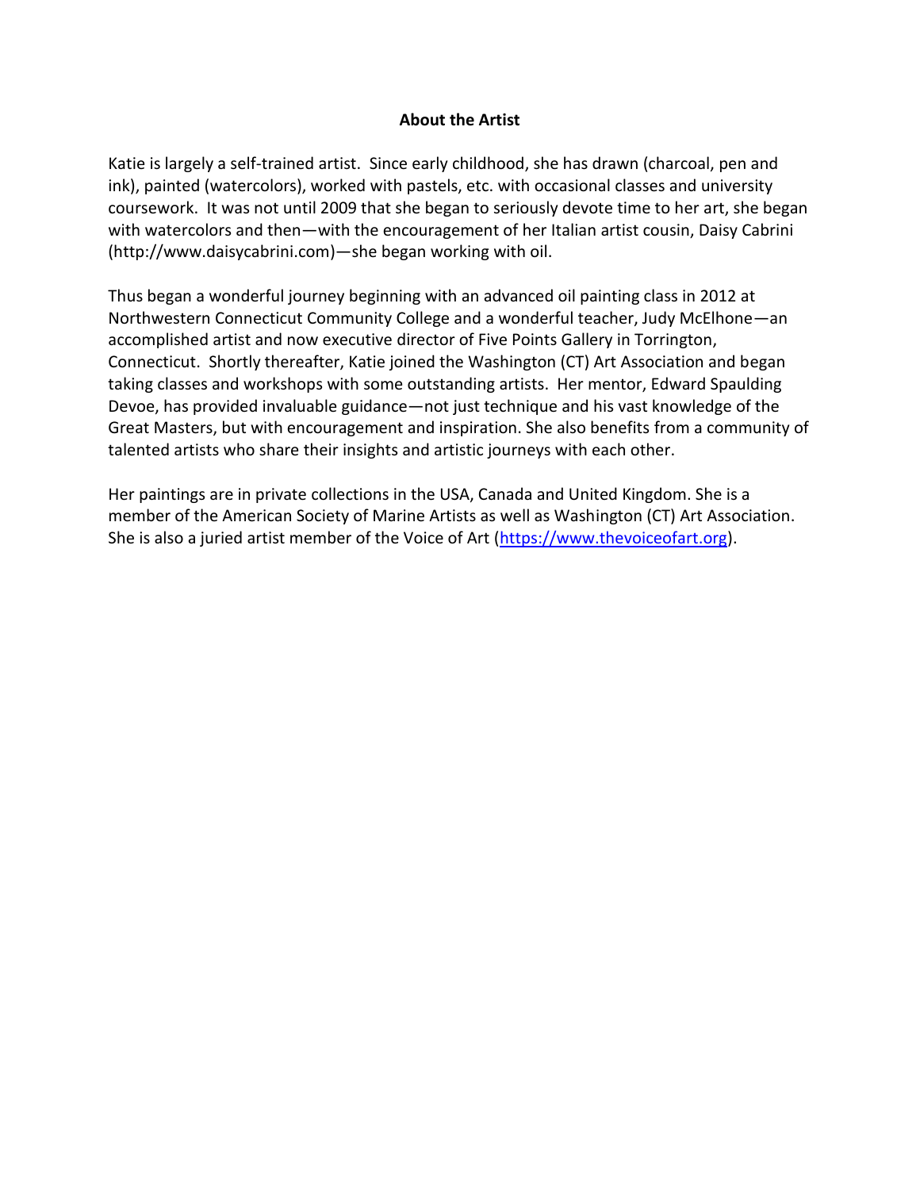**About the Artist**

Katie is largely a self-trained artist. Since early childhood, she has drawn (charcoal, pen and ink), painted (watercolors), worked with pastels, etc. with occasional classes and university coursework. It was not until 2009 that she began to seriously devote time to her art, she began with watercolors and then—with the encouragement of her Italian artist cousin, Daisy Cabrini (http://www.daisycabrini.com)—she began working with oil.

Thus began a wonderful journey beginning with an advanced oil painting class in 2012 at Northwestern Connecticut Community College and a wonderful teacher, Judy McElhone—an accomplished artist and now executive director of Five Points Gallery in Torrington, Connecticut. Shortly thereafter, Katie joined the Washington (CT) Art Association and began taking classes and workshops with some outstanding artists. Her mentor, Edward Spaulding Devoe, has provided invaluable guidance—not just technique and his vast knowledge of the Great Masters, but with encouragement and inspiration. She also benefits from a community of talented artists who share their insights and artistic journeys with each other.

Her paintings are in private collections in the USA, Canada and United Kingdom. She is a member of the American Society of Marine Artists as well as Washington (CT) Art Association. She is also a juried artist member of the Voice of Art (https://www.thevoiceofart.org).